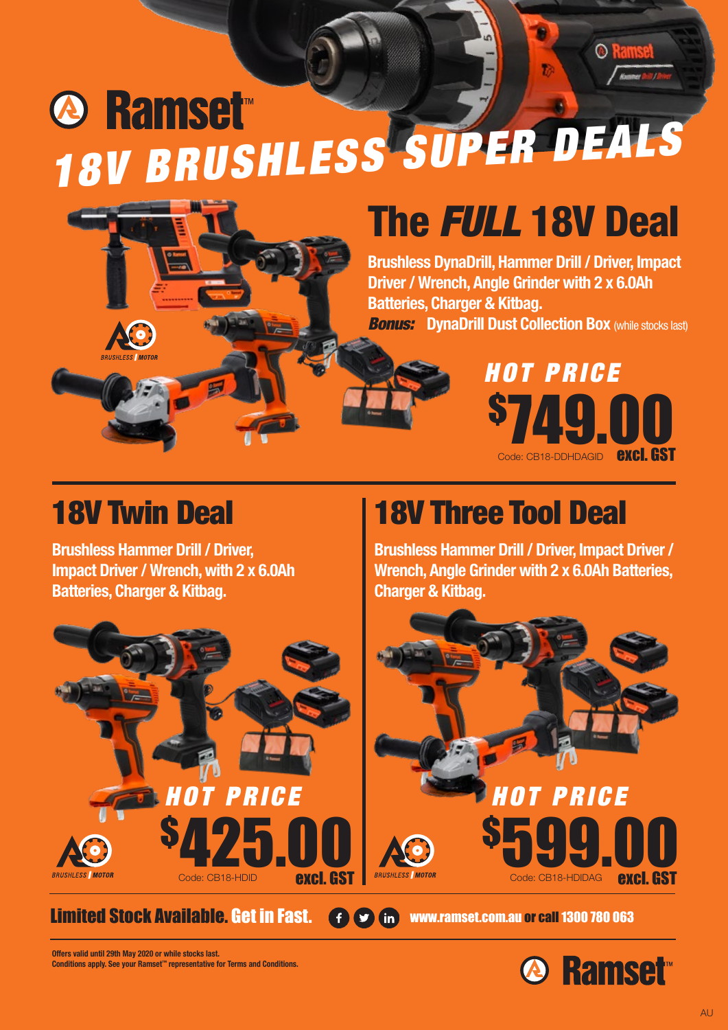# Ramset™

## 18V BRUSHLESS SUPER DEALS

## The *FULL* 18V Deal

**Brushless DynaDrill, Hammer Drill / Driver, Impact Driver / Wrench, Angle Grinder with 2 x 6.0Ah Batteries, Charger & Kitbag.**

***Bonus:*** **DynaDrill Dust Collection Box** (while stocks last)

BRUSHLESS MOTOR

*HOT PRICE*

**$749.00** excl. GST

Code: CB18-DDHDAGID

## 18V Twin Deal

**Brushless Hammer Drill / Driver, Impact Driver / Wrench, with 2 x 6.0Ah Batteries, Charger & Kitbag.**

BRUSHLESS MOTOR

*HOT PRICE*

**$425.00** excl. GST

Code: CB18-HDID

## 18V Three Tool Deal

**Brushless Hammer Drill / Driver, Impact Driver / Wrench, Angle Grinder with 2 x 6.0Ah Batteries, Charger & Kitbag.**

BRUSHLESS MOTOR

*HOT PRICE*

**$599.00** excl. GST

Code: CB18-HDIDAG

**Limited Stock Available. Get in Fast.** www.ramset.com.au or call 1300 780 063

**Offers valid until 29th May 2020 or while stocks last.**
**Conditions apply. See your Ramset™ representative for Terms and Conditions.**

Ramset™

AU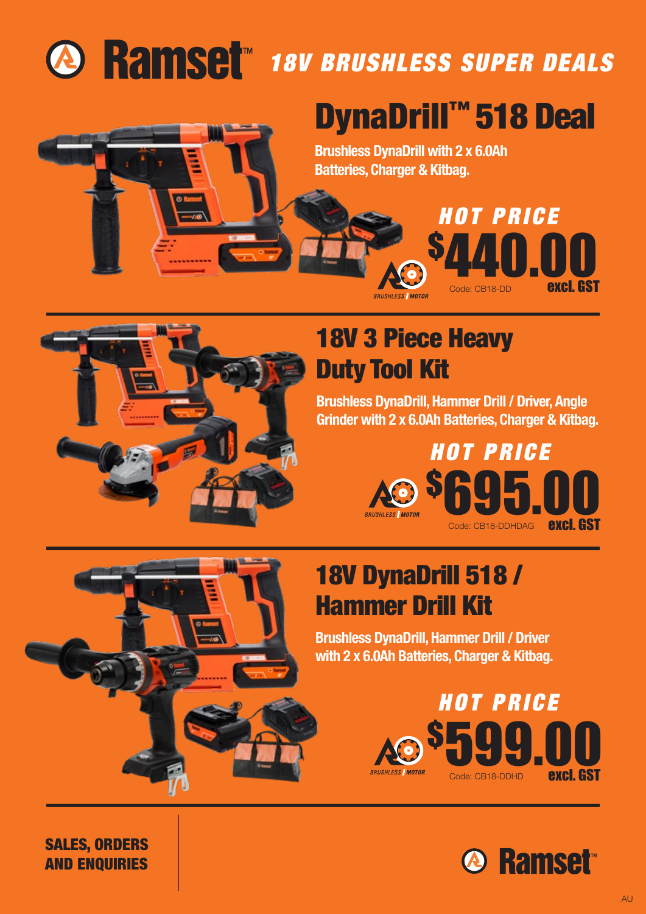# Ramset™ 18V BRUSHLESS SUPER DEALS

## DynaDrill™ 518 Deal

**Brushless DynaDrill with 2 x 6.0Ah Batteries, Charger & Kitbag.**

*HOT PRICE*

**$440.00** excl. GST

BRUSHLESS | MOTOR

Code: CB18-DD

## 18V 3 Piece Heavy Duty Tool Kit

**Brushless DynaDrill, Hammer Drill / Driver, Angle Grinder with 2 x 6.0Ah Batteries, Charger & Kitbag.**

*HOT PRICE*

**$695.00** excl. GST

BRUSHLESS | MOTOR

Code: CB18-DDHDAG

## 18V DynaDrill 518 / Hammer Drill Kit

**Brushless DynaDrill, Hammer Drill / Driver with 2 x 6.0Ah Batteries, Charger & Kitbag.**

*HOT PRICE*

**$599.00** excl. GST

BRUSHLESS | MOTOR

Code: CB18-DDHD

**SALES, ORDERS AND ENQUIRIES**

Ramset™

AU